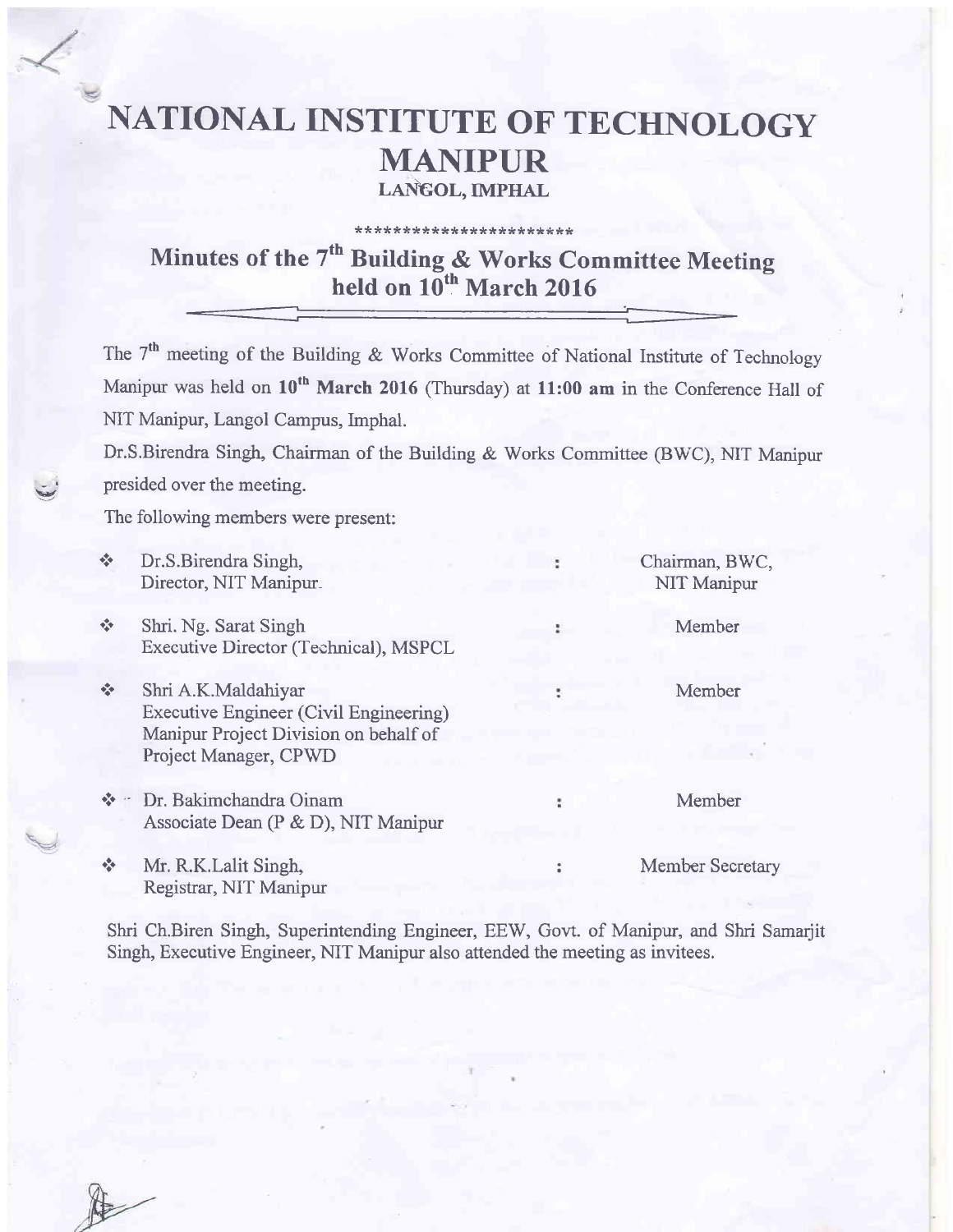# NATIONAL INSTITUTE OF TECHNOLOGY MANIPUR

**LANGOL, IMPHAL**

***********************

## Minutes of the 7th Building & Works Committee Meeting held on 10th March 2016

The 7th meeting of the Building & Works Committee of National Institute of Technology Manipur was held on **10th March 2016** (Thursday) at **11:00 am** in the Conference Hall of NIT Manipur, Langol Campus, Imphal.

Dr.S.Birendra Singh, Chairman of the Building & Works Committee (BWC), NIT Manipur presided over the meeting.

The following members were present:

| | | | |
|---|---|---|---|
| ❖ | Dr.S.Birendra Singh,<br>Director, NIT Manipur. | : | Chairman, BWC,<br>NIT Manipur |
| ❖ | Shri. Ng. Sarat Singh<br>Executive Director (Technical), MSPCL | : | Member |
| ❖ | Shri A.K.Maldahiyar<br>Executive Engineer (Civil Engineering)<br>Manipur Project Division on behalf of<br>Project Manager, CPWD | : | Member |
| ❖ | Dr. Bakimchandra Oinam<br>Associate Dean (P & D), NIT Manipur | : | Member |
| ❖ | Mr. R.K.Lalit Singh,<br>Registrar, NIT Manipur | : | Member Secretary |

Shri Ch.Biren Singh, Superintending Engineer, EEW, Govt. of Manipur, and Shri Samarjit Singh, Executive Engineer, NIT Manipur also attended the meeting as invitees.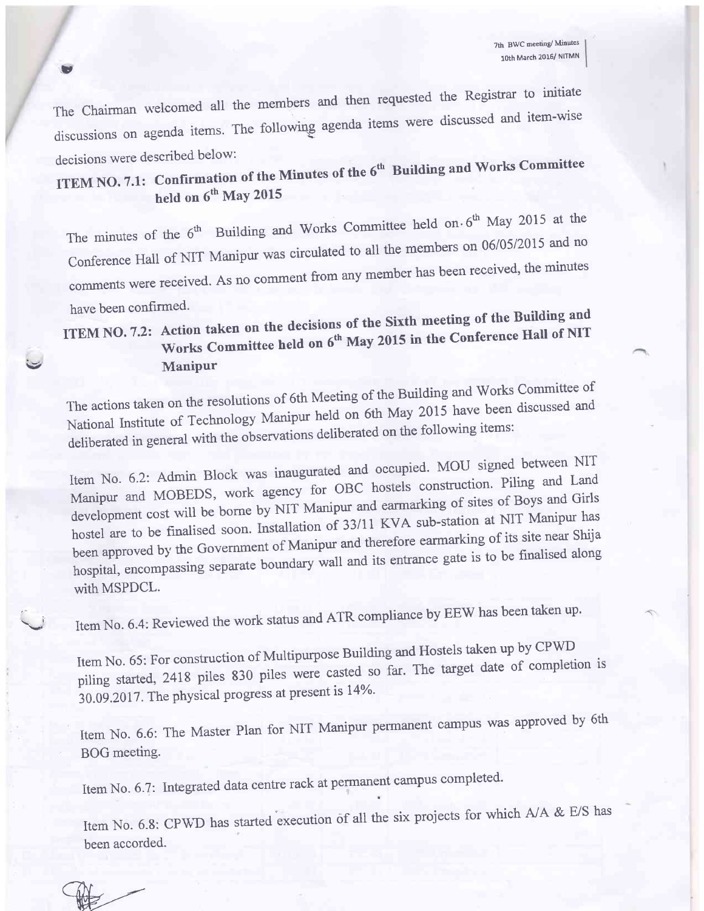The Chairman welcomed all the members and then requested the Registrar to initiate discussions on agenda items. The following agenda items were discussed and item-wise decisions were described below:

**ITEM NO. 7.1: Confirmation of the Minutes of the 6th Building and Works Committee held on 6th May 2015**

The minutes of the 6th Building and Works Committee held on 6th May 2015 at the Conference Hall of NIT Manipur was circulated to all the members on 06/05/2015 and no comments were received. As no comment from any member has been received, the minutes have been confirmed.

**ITEM NO. 7.2: Action taken on the decisions of the Sixth meeting of the Building and Works Committee held on 6th May 2015 in the Conference Hall of NIT Manipur**

The actions taken on the resolutions of 6th Meeting of the Building and Works Committee of National Institute of Technology Manipur held on 6th May 2015 have been discussed and deliberated in general with the observations deliberated on the following items:

Item No. 6.2: Admin Block was inaugurated and occupied. MOU signed between NIT Manipur and MOBEDS, work agency for OBC hostels construction. Piling and Land development cost will be borne by NIT Manipur and earmarking of sites of Boys and Girls hostel are to be finalised soon. Installation of 33/11 KVA sub-station at NIT Manipur has been approved by the Government of Manipur and therefore earmarking of its site near Shija hospital, encompassing separate boundary wall and its entrance gate is to be finalised along with MSPDCL.

Item No. 6.4: Reviewed the work status and ATR compliance by EEW has been taken up.

Item No. 65: For construction of Multipurpose Building and Hostels taken up by CPWD piling started, 2418 piles 830 piles were casted so far. The target date of completion is 30.09.2017. The physical progress at present is 14%.

Item No. 6.6: The Master Plan for NIT Manipur permanent campus was approved by 6th BOG meeting.

Item No. 6.7: Integrated data centre rack at permanent campus completed.

Item No. 6.8: CPWD has started execution of all the six projects for which A/A & E/S has been accorded.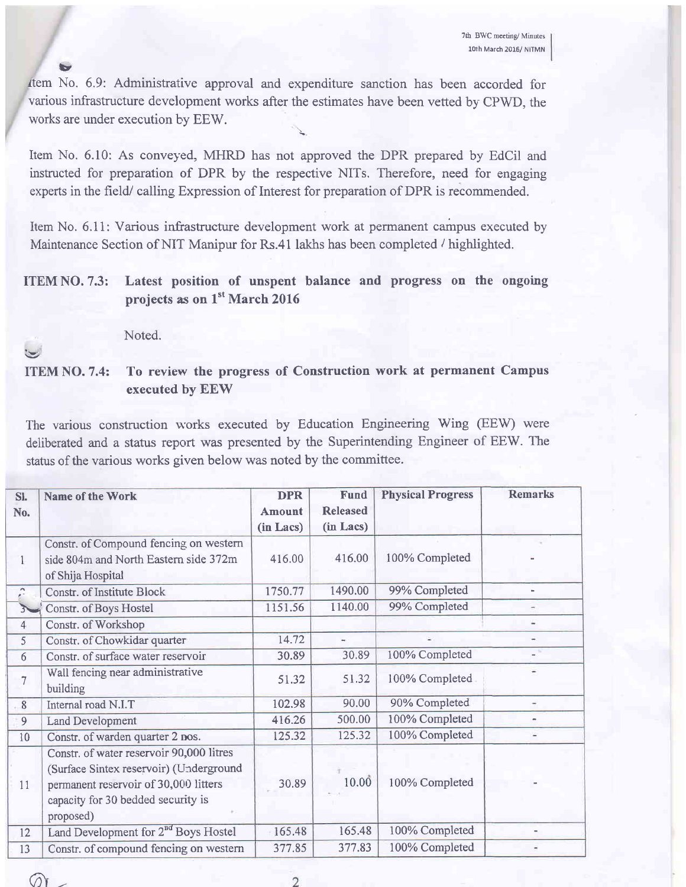Item No. 6.9: Administrative approval and expenditure sanction has been accorded for various infrastructure development works after the estimates have been vetted by CPWD, the works are under execution by EEW.

Item No. 6.10: As conveyed, MHRD has not approved the DPR prepared by EdCil and instructed for preparation of DPR by the respective NITs. Therefore, need for engaging experts in the field/ calling Expression of Interest for preparation of DPR is recommended.

Item No. 6.11: Various infrastructure development work at permanent campus executed by Maintenance Section of NIT Manipur for Rs.41 lakhs has been completed / highlighted.

**ITEM NO. 7.3: Latest position of unspent balance and progress on the ongoing projects as on 1st March 2016**

Noted.

**ITEM NO. 7.4: To review the progress of Construction work at permanent Campus executed by EEW**

The various construction works executed by Education Engineering Wing (EEW) were deliberated and a status report was presented by the Superintending Engineer of EEW. The status of the various works given below was noted by the committee.

| Sl. No. | Name of the Work | DPR Amount (in Lacs) | Fund Released (in Lacs) | Physical Progress | Remarks |
|---|---|---|---|---|---|
| 1 | Constr. of Compound fencing on western side 804m and North Eastern side 372m of Shija Hospital | 416.00 | 416.00 | 100% Completed | - |
| 2 | Constr. of Institute Block | 1750.77 | 1490.00 | 99% Completed | - |
| 3 | Constr. of Boys Hostel | 1151.56 | 1140.00 | 99% Completed | - |
| 4 | Constr. of Workshop | | | | - |
| 5 | Constr. of Chowkidar quarter | 14.72 | - | - | - |
| 6 | Constr. of surface water reservoir | 30.89 | 30.89 | 100% Completed | - |
| 7 | Wall fencing near administrative building | 51.32 | 51.32 | 100% Completed | - |
| 8 | Internal road N.I.T | 102.98 | 90.00 | 90% Completed | - |
| 9 | Land Development | 416.26 | 500.00 | 100% Completed | - |
| 10 | Constr. of warden quarter 2 nos. | 125.32 | 125.32 | 100% Completed | - |
| 11 | Constr. of water reservoir 90,000 litres (Surface Sintex reservoir) (Underground permanent reservoir of 30,000 litters capacity for 30 bedded security is proposed) | 30.89 | 10.00 | 100% Completed | - |
| 12 | Land Development for 2nd Boys Hostel | 165.48 | 165.48 | 100% Completed | - |
| 13 | Constr. of compound fencing on western | 377.85 | 377.83 | 100% Completed | - |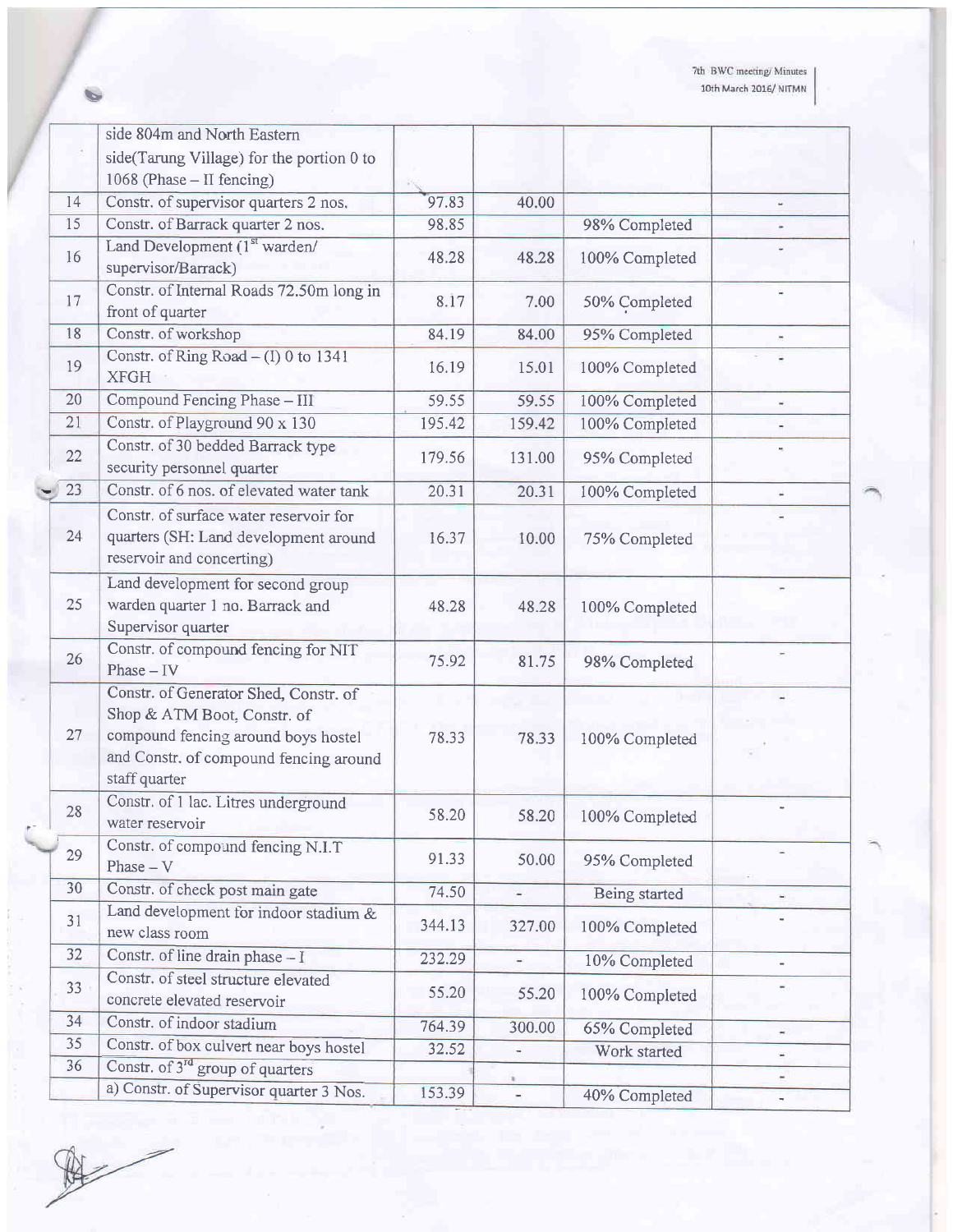| | | | | | |
|---|---|---|---|---|---|
| | side 804m and North Eastern side(Tarung Village) for the portion 0 to 1068 (Phase – II fencing) | | | | |
| 14 | Constr. of supervisor quarters 2 nos. | 97.83 | 40.00 | | - |
| 15 | Constr. of Barrack quarter 2 nos. | 98.85 | | 98% Completed | - |
| 16 | Land Development (1st warden/ supervisor/Barrack) | 48.28 | 48.28 | 100% Completed | - |
| 17 | Constr. of Internal Roads 72.50m long in front of quarter | 8.17 | 7.00 | 50% Completed | - |
| 18 | Constr. of workshop | 84.19 | 84.00 | 95% Completed | - |
| 19 | Constr. of Ring Road – (I) 0 to 1341 XFGH | 16.19 | 15.01 | 100% Completed | - |
| 20 | Compound Fencing Phase – III | 59.55 | 59.55 | 100% Completed | - |
| 21 | Constr. of Playground 90 x 130 | 195.42 | 159.42 | 100% Completed | - |
| 22 | Constr. of 30 bedded Barrack type security personnel quarter | 179.56 | 131.00 | 95% Completed | - |
| 23 | Constr. of 6 nos. of elevated water tank | 20.31 | 20.31 | 100% Completed | - |
| 24 | Constr. of surface water reservoir for quarters (SH: Land development around reservoir and concerting) | 16.37 | 10.00 | 75% Completed | - |
| 25 | Land development for second group warden quarter 1 no. Barrack and Supervisor quarter | 48.28 | 48.28 | 100% Completed | - |
| 26 | Constr. of compound fencing for NIT Phase – IV | 75.92 | 81.75 | 98% Completed | - |
| 27 | Constr. of Generator Shed, Constr. of Shop & ATM Boot, Constr. of compound fencing around boys hostel and Constr. of compound fencing around staff quarter | 78.33 | 78.33 | 100% Completed | - |
| 28 | Constr. of 1 lac. Litres underground water reservoir | 58.20 | 58.20 | 100% Completed | - |
| 29 | Constr. of compound fencing N.I.T Phase – V | 91.33 | 50.00 | 95% Completed | - |
| 30 | Constr. of check post main gate | 74.50 | - | Being started | - |
| 31 | Land development for indoor stadium & new class room | 344.13 | 327.00 | 100% Completed | - |
| 32 | Constr. of line drain phase – I | 232.29 | - | 10% Completed | - |
| 33 | Constr. of steel structure elevated concrete elevated reservoir | 55.20 | 55.20 | 100% Completed | - |
| 34 | Constr. of indoor stadium | 764.39 | 300.00 | 65% Completed | - |
| 35 | Constr. of box culvert near boys hostel | 32.52 | - | Work started | - |
| 36 | Constr. of 3rd group of quarters | | | | - |
| | a) Constr. of Supervisor quarter 3 Nos. | 153.39 | - | 40% Completed | - |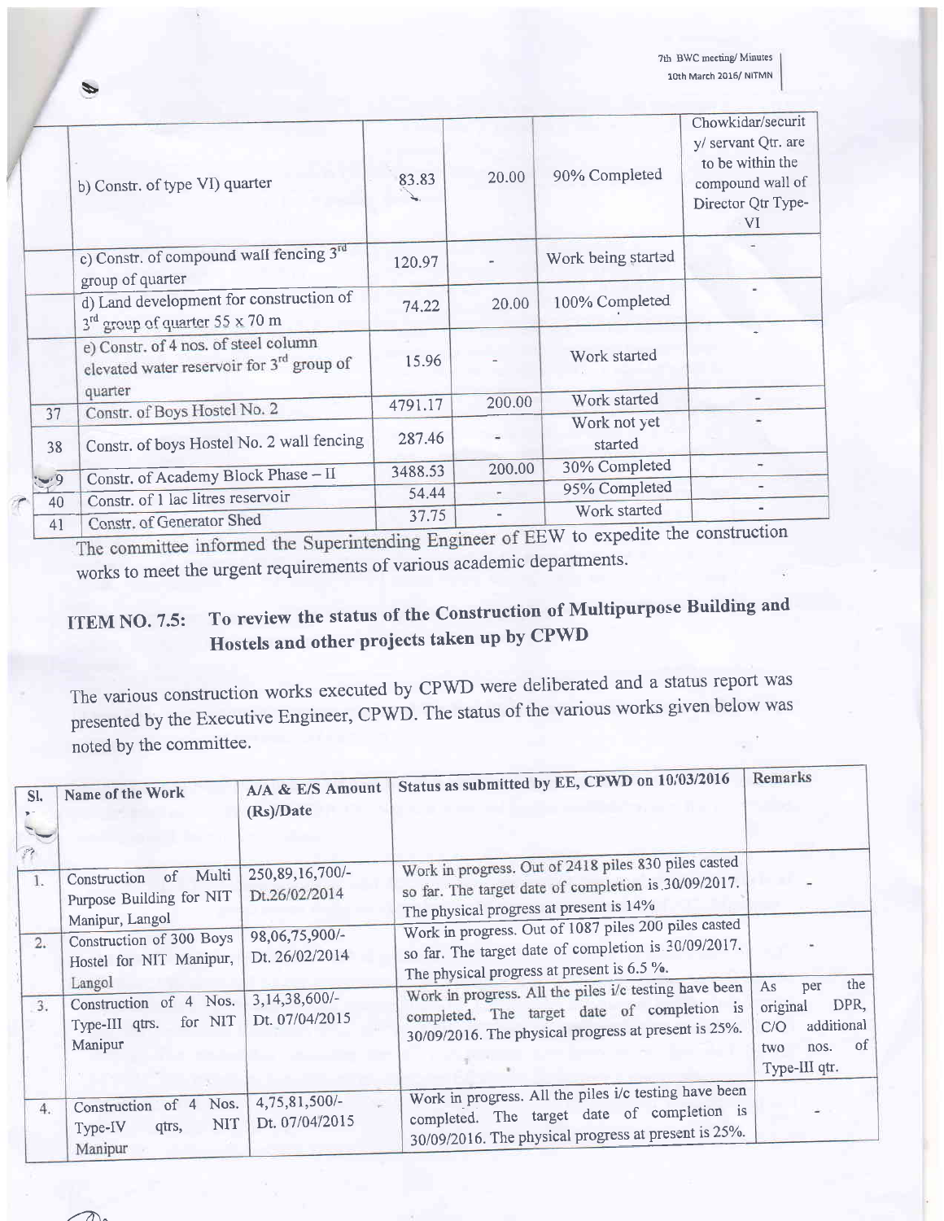| | | | | | |
|---|---|---|---|---|---|
| | b) Constr. of type VI) quarter | 83.83 | 20.00 | 90% Completed | Chowkidar/security/ servant Qtr. are to be within the compound wall of Director Qtr Type-VI |
| | c) Constr. of compound wall fencing 3rd group of quarter | 120.97 | - | Work being started | - |
| | d) Land development for construction of 3rd group of quarter 55 x 70 m | 74.22 | 20.00 | 100% Completed | - |
| | e) Constr. of 4 nos. of steel column elevated water reservoir for 3rd group of quarter | 15.96 | - | Work started | - |
| 37 | Constr. of Boys Hostel No. 2 | 4791.17 | 200.00 | Work started | - |
| 38 | Constr. of boys Hostel No. 2 wall fencing | 287.46 | - | Work not yet started | - |
| 39 | Constr. of Academy Block Phase – II | 3488.53 | 200.00 | 30% Completed | - |
| 40 | Constr. of 1 lac litres reservoir | 54.44 | - | 95% Completed | - |
| 41 | Constr. of Generator Shed | 37.75 | - | Work started | - |

The committee informed the Superintending Engineer of EEW to expedite the construction works to meet the urgent requirements of various academic departments.

## ITEM NO. 7.5: To review the status of the Construction of Multipurpose Building and Hostels and other projects taken up by CPWD

The various construction works executed by CPWD were deliberated and a status report was presented by the Executive Engineer, CPWD. The status of the various works given below was noted by the committee.

| Sl. | Name of the Work | A/A & E/S Amount (Rs)/Date | Status as submitted by EE, CPWD on 10/03/2016 | Remarks |
|---|---|---|---|---|
| 1. | Construction of Multi Purpose Building for NIT Manipur, Langol | 250,89,16,700/- Dt.26/02/2014 | Work in progress. Out of 2418 piles 830 piles casted so far. The target date of completion is 30/09/2017. The physical progress at present is 14% | - |
| 2. | Construction of 300 Boys Hostel for NIT Manipur, Langol | 98,06,75,900/- Dt. 26/02/2014 | Work in progress. Out of 1087 piles 200 piles casted so far. The target date of completion is 30/09/2017. The physical progress at present is 6.5 %. | - |
| 3. | Construction of 4 Nos. Type-III qtrs. for NIT Manipur | 3,14,38,600/- Dt. 07/04/2015 | Work in progress. All the piles i/c testing have been completed. The target date of completion is 30/09/2016. The physical progress at present is 25%. | As per the original DPR, C/O additional two nos. of Type-III qtr. |
| 4. | Construction of 4 Nos. Type-IV qtrs, NIT Manipur | 4,75,81,500/- Dt. 07/04/2015 | Work in progress. All the piles i/c testing have been completed. The target date of completion is 30/09/2016. The physical progress at present is 25%. | - |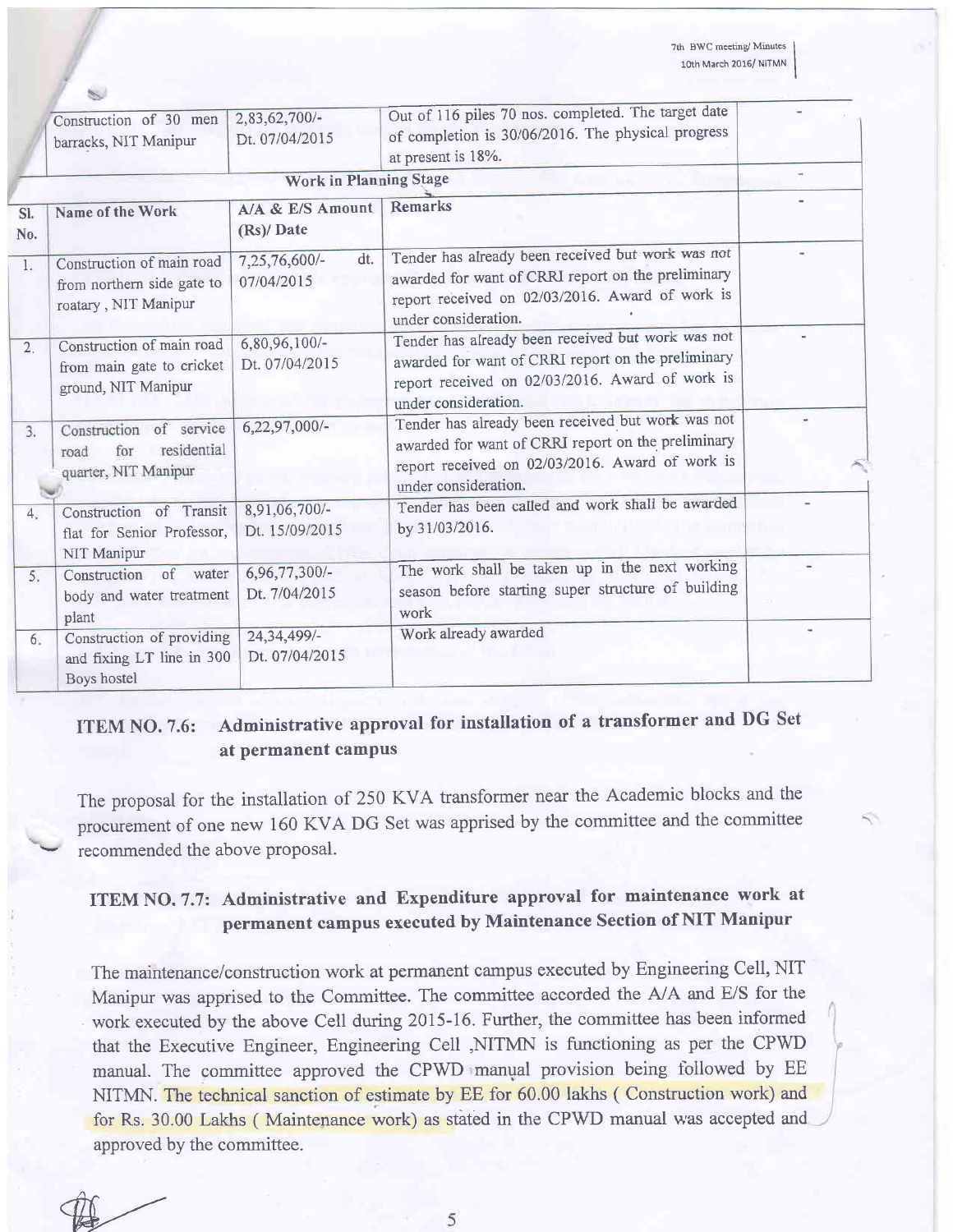| | Construction of 30 men barracks, NIT Manipur | 2,83,62,700/- Dt. 07/04/2015 | Out of 116 piles 70 nos. completed. The target date of completion is 30/06/2016. The physical progress at present is 18%. | - |
|---|---|---|---|---|
| | | **Work in Planning Stage** | | - |
| **Sl. No.** | **Name of the Work** | **A/A & E/S Amount (Rs)/ Date** | **Remarks** | - |
| 1. | Construction of main road from northern side gate to roatary , NIT Manipur | 7,25,76,600/- dt. 07/04/2015 | Tender has already been received but work was not awarded for want of CRRI report on the preliminary report received on 02/03/2016. Award of work is under consideration. | - |
| 2. | Construction of main road from main gate to cricket ground, NIT Manipur | 6,80,96,100/- Dt. 07/04/2015 | Tender has already been received but work was not awarded for want of CRRI report on the preliminary report received on 02/03/2016. Award of work is under consideration. | - |
| 3. | Construction of service road for residential quarter, NIT Manipur | 6,22,97,000/- | Tender has already been received but work was not awarded for want of CRRI report on the preliminary report received on 02/03/2016. Award of work is under consideration. | - |
| 4. | Construction of Transit flat for Senior Professor, NIT Manipur | 8,91,06,700/- Dt. 15/09/2015 | Tender has been called and work shall be awarded by 31/03/2016. | - |
| 5. | Construction of water body and water treatment plant | 6,96,77,300/- Dt. 7/04/2015 | The work shall be taken up in the next working season before starting super structure of building work | - |
| 6. | Construction of providing and fixing LT line in 300 Boys hostel | 24,34,499/- Dt. 07/04/2015 | Work already awarded | - |

## ITEM NO. 7.6: Administrative approval for installation of a transformer and DG Set at permanent campus

The proposal for the installation of 250 KVA transformer near the Academic blocks and the procurement of one new 160 KVA DG Set was apprised by the committee and the committee recommended the above proposal.

## ITEM NO. 7.7: Administrative and Expenditure approval for maintenance work at permanent campus executed by Maintenance Section of NIT Manipur

The maintenance/construction work at permanent campus executed by Engineering Cell, NIT Manipur was apprised to the Committee. The committee accorded the A/A and E/S for the work executed by the above Cell during 2015-16. Further, the committee has been informed that the Executive Engineer, Engineering Cell ,NITMN is functioning as per the CPWD manual. The committee approved the CPWD manual provision being followed by EE NITMN. The technical sanction of estimate by EE for 60.00 lakhs ( Construction work) and for Rs. 30.00 Lakhs ( Maintenance work) as stated in the CPWD manual was accepted and approved by the committee.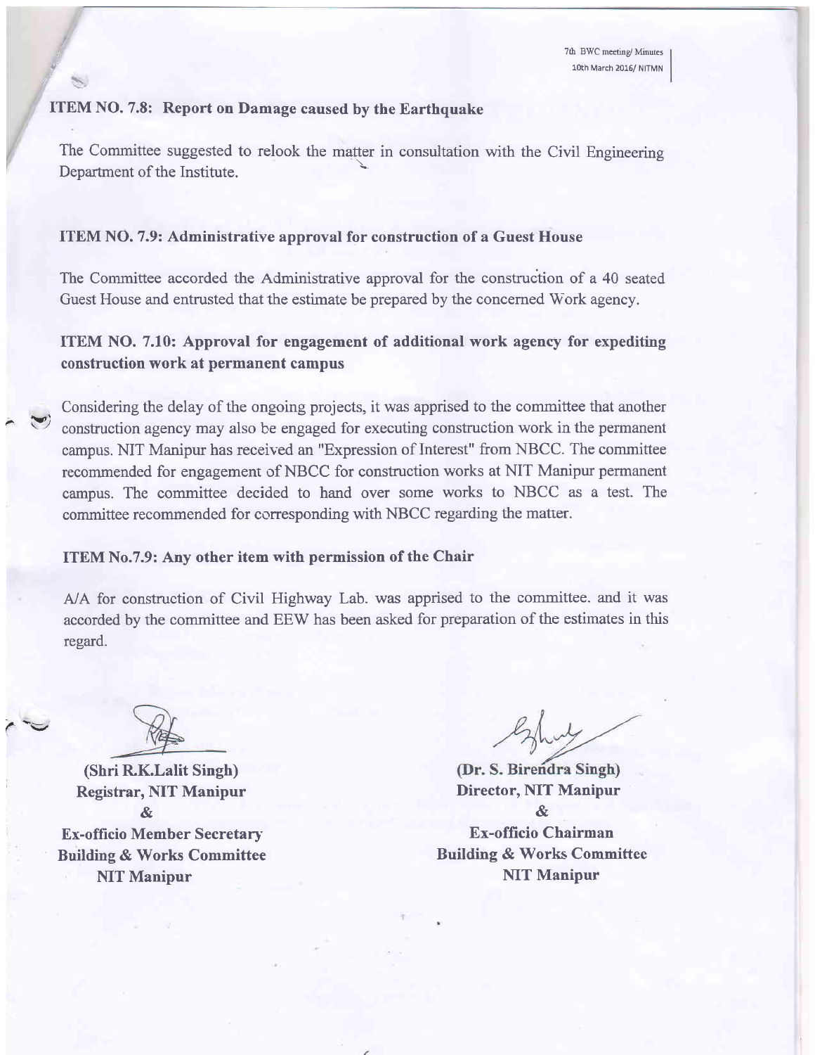### ITEM NO. 7.8: Report on Damage caused by the Earthquake

The Committee suggested to relook the matter in consultation with the Civil Engineering Department of the Institute.

### ITEM NO. 7.9: Administrative approval for construction of a Guest House

The Committee accorded the Administrative approval for the construction of a 40 seated Guest House and entrusted that the estimate be prepared by the concerned Work agency.

### ITEM NO. 7.10: Approval for engagement of additional work agency for expediting construction work at permanent campus

Considering the delay of the ongoing projects, it was apprised to the committee that another construction agency may also be engaged for executing construction work in the permanent campus. NIT Manipur has received an "Expression of Interest" from NBCC. The committee recommended for engagement of NBCC for construction works at NIT Manipur permanent campus. The committee decided to hand over some works to NBCC as a test. The committee recommended for corresponding with NBCC regarding the matter.

### ITEM No.7.9: Any other item with permission of the Chair

A/A for construction of Civil Highway Lab. was apprised to the committee. and it was accorded by the committee and EEW has been asked for preparation of the estimates in this regard.

**(Shri R.K.Lalit Singh)**
**Registrar, NIT Manipur**
**&**
**Ex-officio Member Secretary**
**Building & Works Committee**
**NIT Manipur**

**(Dr. S. Birendra Singh)**
**Director, NIT Manipur**
**&**
**Ex-officio Chairman**
**Building & Works Committee**
**NIT Manipur**